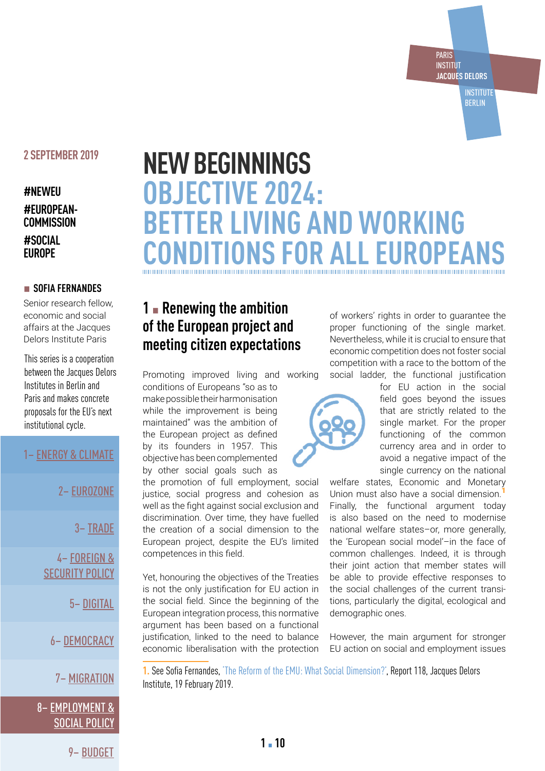PARIS
INSTITUT
JACQUES DELORS

INSTITUTE
BERLIN

2 SEPTEMBER 2019

#NEWEU
#EUROPEAN-COMMISSION
#SOCIAL EUROPE

**SOFIA FERNANDES**

Senior research fellow, economic and social affairs at the Jacques Delors Institute Paris

This series is a cooperation between the Jacques Delors Institutes in Berlin and Paris and makes concrete proposals for the EU's next institutional cycle.

1– ENERGY & CLIMATE
2– EUROZONE
3– TRADE
4– FOREIGN & SECURITY POLICY
5– DIGITAL
6– DEMOCRACY
7– MIGRATION
8– EMPLOYMENT & SOCIAL POLICY
9– BUDGET

# NEW BEGINNINGS
# OBJECTIVE 2024: BETTER LIVING AND WORKING CONDITIONS FOR ALL EUROPEANS

## 1 Renewing the ambition of the European project and meeting citizen expectations

Promoting improved living and working conditions of Europeans "so as to make possible their harmonisation while the improvement is being maintained" was the ambition of the European project as defined by its founders in 1957. This objective has been complemented by other social goals such as the promotion of full employment, social justice, social progress and cohesion as well as the fight against social exclusion and discrimination. Over time, they have fuelled the creation of a social dimension to the European project, despite the EU's limited competences in this field.

Yet, honouring the objectives of the Treaties is not the only justification for EU action in the social field. Since the beginning of the European integration process, this normative argument has been based on a functional justification, linked to the need to balance economic liberalisation with the protection of workers' rights in order to guarantee the proper functioning of the single market. Nevertheless, while it is crucial to ensure that economic competition does not foster social competition with a race to the bottom of the social ladder, the functional justification for EU action in the social field goes beyond the issues that are strictly related to the single market. For the proper functioning of the common currency area and in order to avoid a negative impact of the single currency on the national welfare states, Economic and Monetary Union must also have a social dimension.[1] Finally, the functional argument today is also based on the need to modernise national welfare states–or, more generally, the 'European social model'–in the face of common challenges. Indeed, it is through their joint action that member states will be able to provide effective responses to the social challenges of the current transitions, particularly the digital, ecological and demographic ones.

However, the main argument for stronger EU action on social and employment issues

1. See Sofia Fernandes, 'The Reform of the EMU: What Social Dimension?', Report 118, Jacques Delors Institute, 19 February 2019.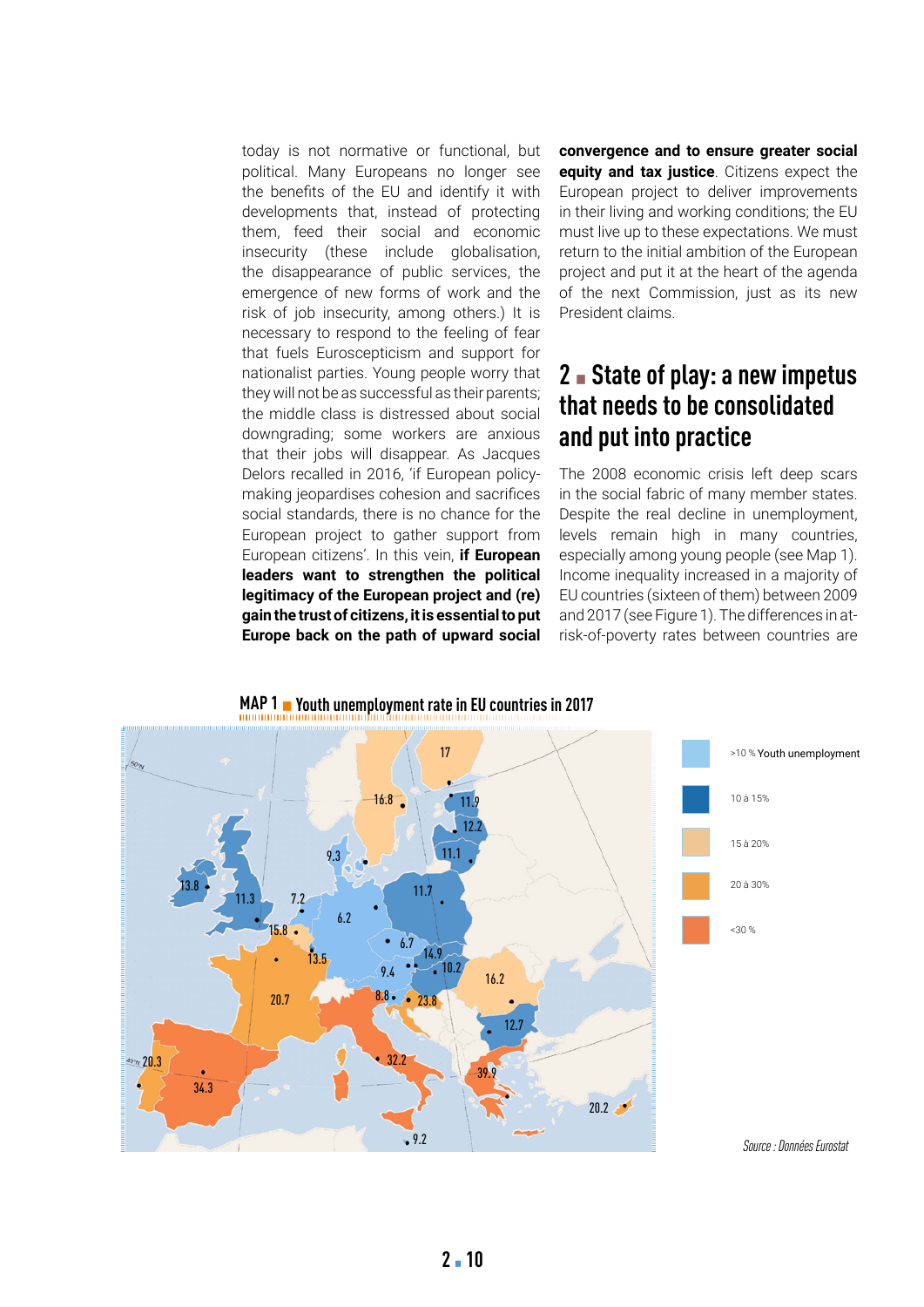today is not normative or functional, but political. Many Europeans no longer see the benefits of the EU and identify it with developments that, instead of protecting them, feed their social and economic insecurity (these include globalisation, the disappearance of public services, the emergence of new forms of work and the risk of job insecurity, among others.) It is necessary to respond to the feeling of fear that fuels Euroscepticism and support for nationalist parties. Young people worry that they will not be as successful as their parents; the middle class is distressed about social downgrading; some workers are anxious that their jobs will disappear. As Jacques Delors recalled in 2016, 'if European policy-making jeopardises cohesion and sacrifices social standards, there is no chance for the European project to gather support from European citizens'. In this vein, **if European leaders want to strengthen the political legitimacy of the European project and (re) gain the trust of citizens, it is essential to put Europe back on the path of upward social convergence and to ensure greater social equity and tax justice**. Citizens expect the European project to deliver improvements in their living and working conditions; the EU must live up to these expectations. We must return to the initial ambition of the European project and put it at the heart of the agenda of the next Commission, just as its new President claims.

## 2 ▪ State of play: a new impetus that needs to be consolidated and put into practice

The 2008 economic crisis left deep scars in the social fabric of many member states. Despite the real decline in unemployment, levels remain high in many countries, especially among young people (see Map 1). Income inequality increased in a majority of EU countries (sixteen of them) between 2009 and 2017 (see Figure 1). The differences in at-risk-of-poverty rates between countries are

**MAP 1 ▪ Youth unemployment rate in EU countries in 2017**

>10 % Youth unemployment
10 à 15%
15 à 20%
20 à 30%
<30 %

*Source : Données Eurostat*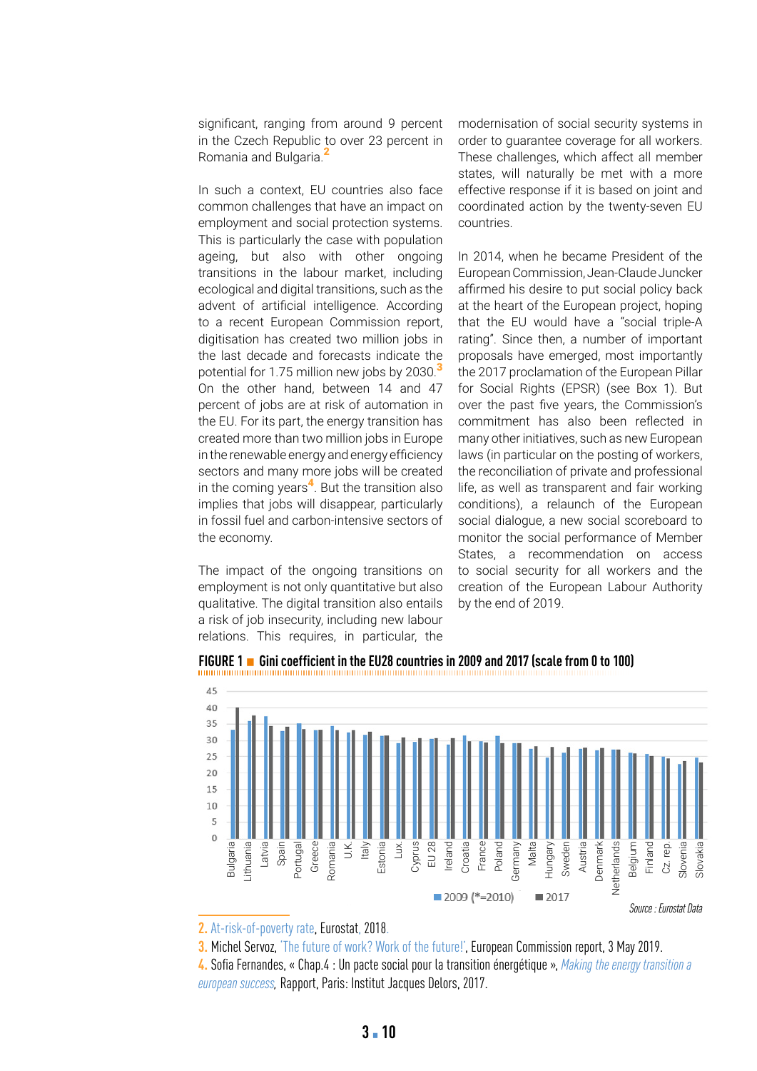significant, ranging from around 9 percent in the Czech Republic to over 23 percent in Romania and Bulgaria.[2]

In such a context, EU countries also face common challenges that have an impact on employment and social protection systems. This is particularly the case with population ageing, but also with other ongoing transitions in the labour market, including ecological and digital transitions, such as the advent of artificial intelligence. According to a recent European Commission report, digitisation has created two million jobs in the last decade and forecasts indicate the potential for 1.75 million new jobs by 2030.[3] On the other hand, between 14 and 47 percent of jobs are at risk of automation in the EU. For its part, the energy transition has created more than two million jobs in Europe in the renewable energy and energy efficiency sectors and many more jobs will be created in the coming years[4]. But the transition also implies that jobs will disappear, particularly in fossil fuel and carbon-intensive sectors of the economy.

The impact of the ongoing transitions on employment is not only quantitative but also qualitative. The digital transition also entails a risk of job insecurity, including new labour relations. This requires, in particular, the modernisation of social security systems in order to guarantee coverage for all workers. These challenges, which affect all member states, will naturally be met with a more effective response if it is based on joint and coordinated action by the twenty-seven EU countries.

In 2014, when he became President of the European Commission, Jean-Claude Juncker affirmed his desire to put social policy back at the heart of the European project, hoping that the EU would have a "social triple-A rating". Since then, a number of important proposals have emerged, most importantly the 2017 proclamation of the European Pillar for Social Rights (EPSR) (see Box 1). But over the past five years, the Commission's commitment has also been reflected in many other initiatives, such as new European laws (in particular on the posting of workers, the reconciliation of private and professional life, as well as transparent and fair working conditions), a relaunch of the European social dialogue, a new social scoreboard to monitor the social performance of Member States, a recommendation on access to social security for all workers and the creation of the European Labour Authority by the end of 2019.

**FIGURE 1 ■ Gini coefficient in the EU28 countries in 2009 and 2017 (scale from 0 to 100)**

Countries (left to right): Bulgaria, Lithuania, Latvia, Spain, Portugal, Greece, Romania, U.K., Italy, Estonia, Lux., Cyprus, EU 28, Ireland, Croatia, France, Poland, Germany, Malta, Hungary, Sweden, Austria, Denmark, Netherlands, Belgium, Finland, Cz. rep., Slovenia, Slovakia

Legend: 2009 (*=2010) ■ 2017

*Source : Eurostat Data*

2. At-risk-of-poverty rate, Eurostat, 2018.
3. Michel Servoz, 'The future of work? Work of the future!', European Commission report, 3 May 2019.
4. Sofia Fernandes, « Chap.4 : Un pacte social pour la transition énergétique », *Making the energy transition a european success*, Rapport, Paris: Institut Jacques Delors, 2017.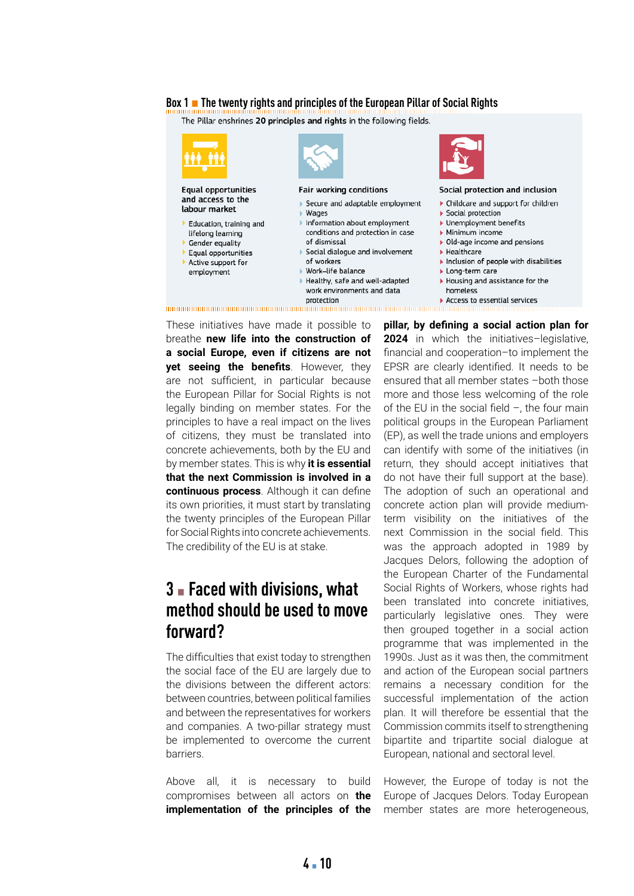**Box 1 ■ The twenty rights and principles of the European Pillar of Social Rights**

The Pillar enshrines **20 principles and rights** in the following fields.

**Equal opportunities and access to the labour market**

- Education, training and lifelong learning
- Gender equality
- Equal opportunities
- Active support for employment

**Fair working conditions**

- Secure and adaptable employment
- Wages
- Information about employment conditions and protection in case of dismissal
- Social dialogue and involvement of workers
- Work–life balance
- Healthy, safe and well-adapted work environments and data protection

**Social protection and inclusion**

- Childcare and support for children
- Social protection
- Unemployment benefits
- Minimum income
- Old-age income and pensions
- Healthcare
- Inclusion of people with disabilities
- Long-term care
- Housing and assistance for the homeless
- Access to essential services

These initiatives have made it possible to breathe **new life into the construction of a social Europe, even if citizens are not yet seeing the benefits**. However, they are not sufficient, in particular because the European Pillar for Social Rights is not legally binding on member states. For the principles to have a real impact on the lives of citizens, they must be translated into concrete achievements, both by the EU and by member states. This is why **it is essential that the next Commission is involved in a continuous process**. Although it can define its own priorities, it must start by translating the twenty principles of the European Pillar for Social Rights into concrete achievements. The credibility of the EU is at stake.

## 3 ■ Faced with divisions, what method should be used to move forward?

The difficulties that exist today to strengthen the social face of the EU are largely due to the divisions between the different actors: between countries, between political families and between the representatives for workers and companies. A two-pillar strategy must be implemented to overcome the current barriers.

Above all, it is necessary to build compromises between all actors on **the implementation of the principles of the pillar, by defining a social action plan for 2024** in which the initiatives–legislative, financial and cooperation–to implement the EPSR are clearly identified. It needs to be ensured that all member states –both those more and those less welcoming of the role of the EU in the social field –, the four main political groups in the European Parliament (EP), as well the trade unions and employers can identify with some of the initiatives (in return, they should accept initiatives that do not have their full support at the base). The adoption of such an operational and concrete action plan will provide medium-term visibility on the initiatives of the next Commission in the social field. This was the approach adopted in 1989 by Jacques Delors, following the adoption of the European Charter of the Fundamental Social Rights of Workers, whose rights had been translated into concrete initiatives, particularly legislative ones. They were then grouped together in a social action programme that was implemented in the 1990s. Just as it was then, the commitment and action of the European social partners remains a necessary condition for the successful implementation of the action plan. It will therefore be essential that the Commission commits itself to strengthening bipartite and tripartite social dialogue at European, national and sectoral level.

However, the Europe of today is not the Europe of Jacques Delors. Today European member states are more heterogeneous,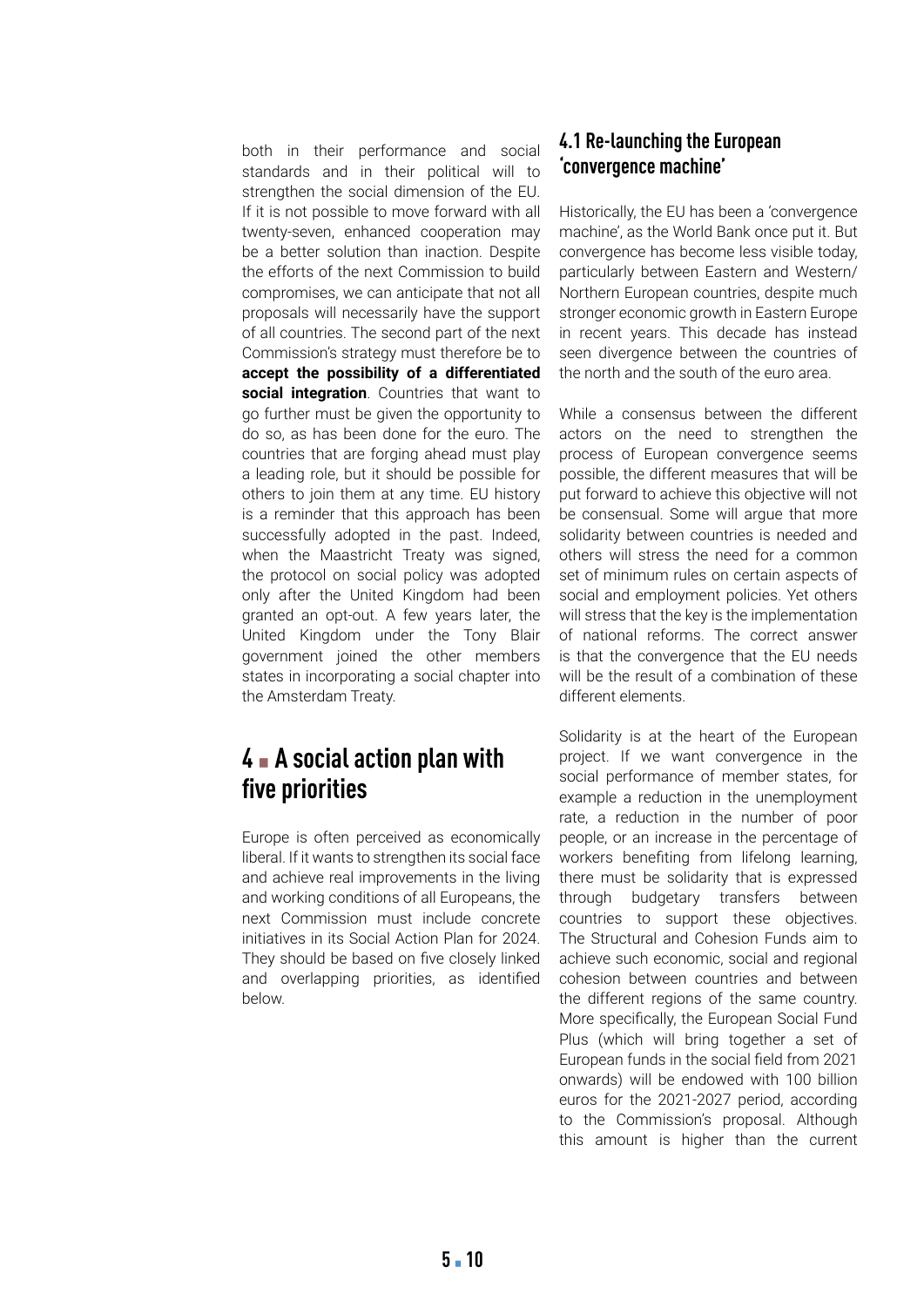both in their performance and social standards and in their political will to strengthen the social dimension of the EU. If it is not possible to move forward with all twenty-seven, enhanced cooperation may be a better solution than inaction. Despite the efforts of the next Commission to build compromises, we can anticipate that not all proposals will necessarily have the support of all countries. The second part of the next Commission's strategy must therefore be to **accept the possibility of a differentiated social integration**. Countries that want to go further must be given the opportunity to do so, as has been done for the euro. The countries that are forging ahead must play a leading role, but it should be possible for others to join them at any time. EU history is a reminder that this approach has been successfully adopted in the past. Indeed, when the Maastricht Treaty was signed, the protocol on social policy was adopted only after the United Kingdom had been granted an opt-out. A few years later, the United Kingdom under the Tony Blair government joined the other members states in incorporating a social chapter into the Amsterdam Treaty.

# 4 ▪ A social action plan with five priorities

Europe is often perceived as economically liberal. If it wants to strengthen its social face and achieve real improvements in the living and working conditions of all Europeans, the next Commission must include concrete initiatives in its Social Action Plan for 2024. They should be based on five closely linked and overlapping priorities, as identified below.

## 4.1 Re-launching the European 'convergence machine'

Historically, the EU has been a 'convergence machine', as the World Bank once put it. But convergence has become less visible today, particularly between Eastern and Western/Northern European countries, despite much stronger economic growth in Eastern Europe in recent years. This decade has instead seen divergence between the countries of the north and the south of the euro area.

While a consensus between the different actors on the need to strengthen the process of European convergence seems possible, the different measures that will be put forward to achieve this objective will not be consensual. Some will argue that more solidarity between countries is needed and others will stress the need for a common set of minimum rules on certain aspects of social and employment policies. Yet others will stress that the key is the implementation of national reforms. The correct answer is that the convergence that the EU needs will be the result of a combination of these different elements.

Solidarity is at the heart of the European project. If we want convergence in the social performance of member states, for example a reduction in the unemployment rate, a reduction in the number of poor people, or an increase in the percentage of workers benefiting from lifelong learning, there must be solidarity that is expressed through budgetary transfers between countries to support these objectives. The Structural and Cohesion Funds aim to achieve such economic, social and regional cohesion between countries and between the different regions of the same country. More specifically, the European Social Fund Plus (which will bring together a set of European funds in the social field from 2021 onwards) will be endowed with 100 billion euros for the 2021-2027 period, according to the Commission's proposal. Although this amount is higher than the current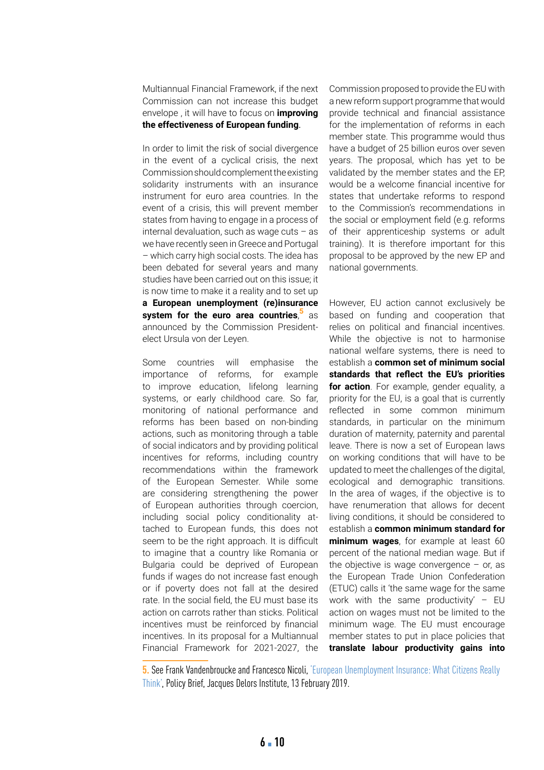Multiannual Financial Framework, if the next Commission can not increase this budget envelope , it will have to focus on **improving the effectiveness of European funding**.

In order to limit the risk of social divergence in the event of a cyclical crisis, the next Commission should complement the existing solidarity instruments with an insurance instrument for euro area countries. In the event of a crisis, this will prevent member states from having to engage in a process of internal devaluation, such as wage cuts – as we have recently seen in Greece and Portugal – which carry high social costs. The idea has been debated for several years and many studies have been carried out on this issue; it is now time to make it a reality and to set up **a European unemployment (re)insurance system for the euro area countries**,[5] as announced by the Commission President-elect Ursula von der Leyen.

Some countries will emphasise the importance of reforms, for example to improve education, lifelong learning systems, or early childhood care. So far, monitoring of national performance and reforms has been based on non-binding actions, such as monitoring through a table of social indicators and by providing political incentives for reforms, including country recommendations within the framework of the European Semester. While some are considering strengthening the power of European authorities through coercion, including social policy conditionality attached to European funds, this does not seem to be the right approach. It is difficult to imagine that a country like Romania or Bulgaria could be deprived of European funds if wages do not increase fast enough or if poverty does not fall at the desired rate. In the social field, the EU must base its action on carrots rather than sticks. Political incentives must be reinforced by financial incentives. In its proposal for a Multiannual Financial Framework for 2021-2027, the Commission proposed to provide the EU with a new reform support programme that would provide technical and financial assistance for the implementation of reforms in each member state. This programme would thus have a budget of 25 billion euros over seven years. The proposal, which has yet to be validated by the member states and the EP, would be a welcome financial incentive for states that undertake reforms to respond to the Commission's recommendations in the social or employment field (e.g. reforms of their apprenticeship systems or adult training). It is therefore important for this proposal to be approved by the new EP and national governments.

However, EU action cannot exclusively be based on funding and cooperation that relies on political and financial incentives. While the objective is not to harmonise national welfare systems, there is need to establish a **common set of minimum social standards that reflect the EU's priorities for action**. For example, gender equality, a priority for the EU, is a goal that is currently reflected in some common minimum standards, in particular on the minimum duration of maternity, paternity and parental leave. There is now a set of European laws on working conditions that will have to be updated to meet the challenges of the digital, ecological and demographic transitions. In the area of wages, if the objective is to have renumeration that allows for decent living conditions, it should be considered to establish a **common minimum standard for minimum wages**, for example at least 60 percent of the national median wage. But if the objective is wage convergence – or, as the European Trade Union Confederation (ETUC) calls it 'the same wage for the same work with the same productivity' – EU action on wages must not be limited to the minimum wage. The EU must encourage member states to put in place policies that **translate labour productivity gains into**

5. See Frank Vandenbroucke and Francesco Nicoli, 'European Unemployment Insurance: What Citizens Really Think', Policy Brief, Jacques Delors Institute, 13 February 2019.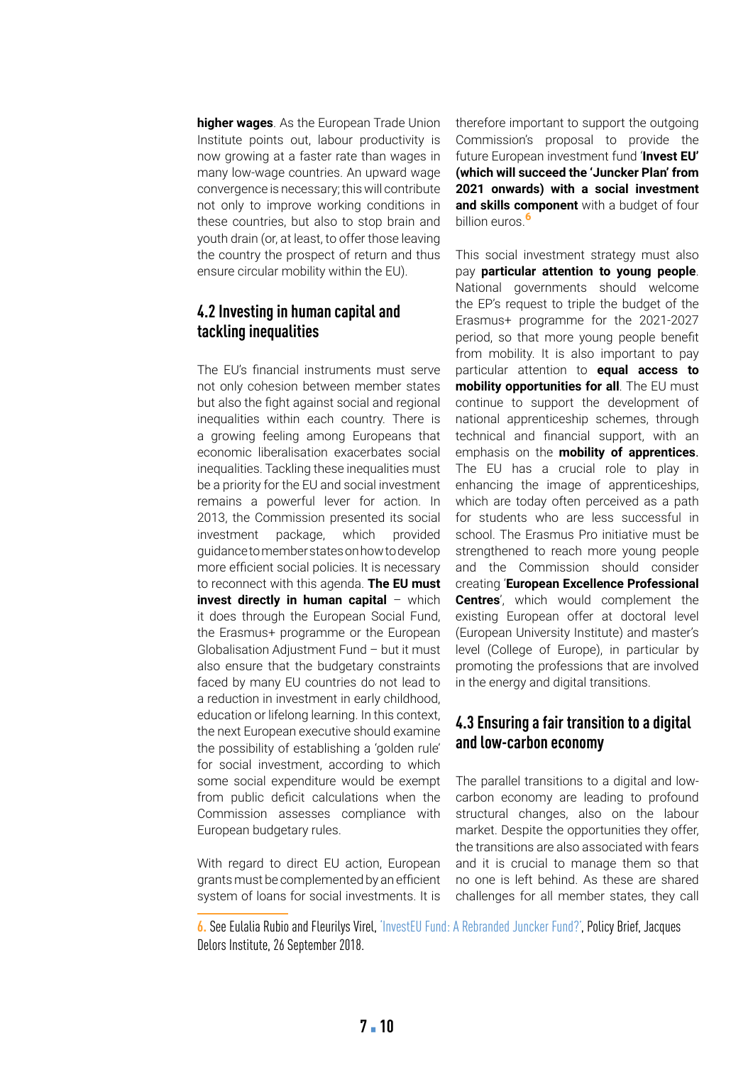**higher wages**. As the European Trade Union Institute points out, labour productivity is now growing at a faster rate than wages in many low-wage countries. An upward wage convergence is necessary; this will contribute not only to improve working conditions in these countries, but also to stop brain and youth drain (or, at least, to offer those leaving the country the prospect of return and thus ensure circular mobility within the EU).

## 4.2 Investing in human capital and tackling inequalities

The EU's financial instruments must serve not only cohesion between member states but also the fight against social and regional inequalities within each country. There is a growing feeling among Europeans that economic liberalisation exacerbates social inequalities. Tackling these inequalities must be a priority for the EU and social investment remains a powerful lever for action. In 2013, the Commission presented its social investment package, which provided guidance to member states on how to develop more efficient social policies. It is necessary to reconnect with this agenda. **The EU must invest directly in human capital** – which it does through the European Social Fund, the Erasmus+ programme or the European Globalisation Adjustment Fund – but it must also ensure that the budgetary constraints faced by many EU countries do not lead to a reduction in investment in early childhood, education or lifelong learning. In this context, the next European executive should examine the possibility of establishing a 'golden rule' for social investment, according to which some social expenditure would be exempt from public deficit calculations when the Commission assesses compliance with European budgetary rules.

With regard to direct EU action, European grants must be complemented by an efficient system of loans for social investments. It is therefore important to support the outgoing Commission's proposal to provide the future European investment fund '**Invest EU' (which will succeed the 'Juncker Plan' from 2021 onwards) with a social investment and skills component** with a budget of four billion euros.[6]

This social investment strategy must also pay **particular attention to young people**. National governments should welcome the EP's request to triple the budget of the Erasmus+ programme for the 2021-2027 period, so that more young people benefit from mobility. It is also important to pay particular attention to **equal access to mobility opportunities for all**. The EU must continue to support the development of national apprenticeship schemes, through technical and financial support, with an emphasis on the **mobility of apprentices.** The EU has a crucial role to play in enhancing the image of apprenticeships, which are today often perceived as a path for students who are less successful in school. The Erasmus Pro initiative must be strengthened to reach more young people and the Commission should consider creating '**European Excellence Professional Centres**', which would complement the existing European offer at doctoral level (European University Institute) and master's level (College of Europe), in particular by promoting the professions that are involved in the energy and digital transitions.

## 4.3 Ensuring a fair transition to a digital and low-carbon economy

The parallel transitions to a digital and low-carbon economy are leading to profound structural changes, also on the labour market. Despite the opportunities they offer, the transitions are also associated with fears and it is crucial to manage them so that no one is left behind. As these are shared challenges for all member states, they call

6. See Eulalia Rubio and Fleurilys Virel, 'InvestEU Fund: A Rebranded Juncker Fund?', Policy Brief, Jacques Delors Institute, 26 September 2018.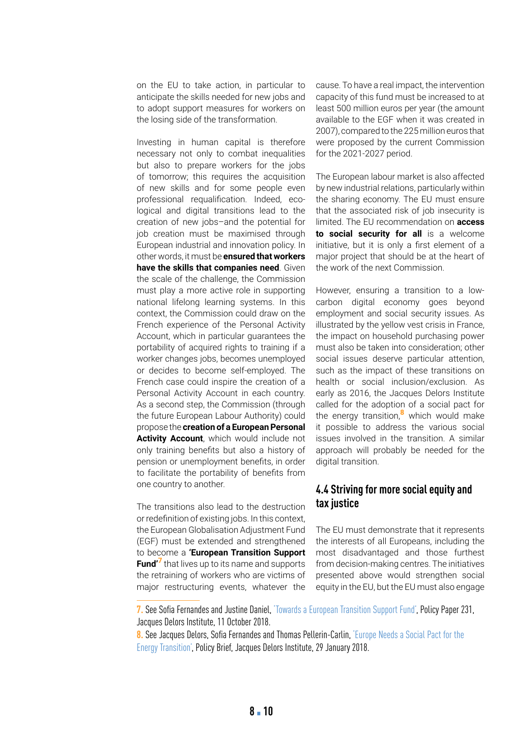on the EU to take action, in particular to anticipate the skills needed for new jobs and to adopt support measures for workers on the losing side of the transformation.

Investing in human capital is therefore necessary not only to combat inequalities but also to prepare workers for the jobs of tomorrow; this requires the acquisition of new skills and for some people even professional requalification. Indeed, ecological and digital transitions lead to the creation of new jobs–and the potential for job creation must be maximised through European industrial and innovation policy. In other words, it must be **ensured that workers have the skills that companies need**. Given the scale of the challenge, the Commission must play a more active role in supporting national lifelong learning systems. In this context, the Commission could draw on the French experience of the Personal Activity Account, which in particular guarantees the portability of acquired rights to training if a worker changes jobs, becomes unemployed or decides to become self-employed. The French case could inspire the creation of a Personal Activity Account in each country. As a second step, the Commission (through the future European Labour Authority) could propose the **creation of a European Personal Activity Account**, which would include not only training benefits but also a history of pension or unemployment benefits, in order to facilitate the portability of benefits from one country to another.

The transitions also lead to the destruction or redefinition of existing jobs. In this context, the European Globalisation Adjustment Fund (EGF) must be extended and strengthened to become a **'European Transition Support Fund'**[7] that lives up to its name and supports the retraining of workers who are victims of major restructuring events, whatever the cause. To have a real impact, the intervention capacity of this fund must be increased to at least 500 million euros per year (the amount available to the EGF when it was created in 2007), compared to the 225 million euros that were proposed by the current Commission for the 2021-2027 period.

The European labour market is also affected by new industrial relations, particularly within the sharing economy. The EU must ensure that the associated risk of job insecurity is limited. The EU recommendation on **access to social security for all** is a welcome initiative, but it is only a first element of a major project that should be at the heart of the work of the next Commission.

However, ensuring a transition to a low-carbon digital economy goes beyond employment and social security issues. As illustrated by the yellow vest crisis in France, the impact on household purchasing power must also be taken into consideration; other social issues deserve particular attention, such as the impact of these transitions on health or social inclusion/exclusion. As early as 2016, the Jacques Delors Institute called for the adoption of a social pact for the energy transition,[8] which would make it possible to address the various social issues involved in the transition. A similar approach will probably be needed for the digital transition.

## 4.4 Striving for more social equity and tax justice

The EU must demonstrate that it represents the interests of all Europeans, including the most disadvantaged and those furthest from decision-making centres. The initiatives presented above would strengthen social equity in the EU, but the EU must also engage

---

7. See Sofia Fernandes and Justine Daniel, 'Towards a European Transition Support Fund', Policy Paper 231, Jacques Delors Institute, 11 October 2018.

8. See Jacques Delors, Sofia Fernandes and Thomas Pellerin-Carlin, 'Europe Needs a Social Pact for the Energy Transition', Policy Brief, Jacques Delors Institute, 29 January 2018.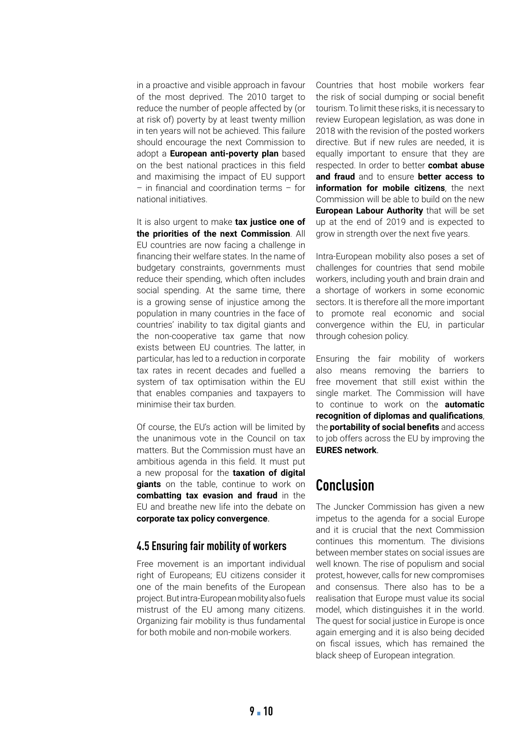in a proactive and visible approach in favour of the most deprived. The 2010 target to reduce the number of people affected by (or at risk of) poverty by at least twenty million in ten years will not be achieved. This failure should encourage the next Commission to adopt a **European anti-poverty plan** based on the best national practices in this field and maximising the impact of EU support – in financial and coordination terms – for national initiatives.

It is also urgent to make **tax justice one of the priorities of the next Commission**. All EU countries are now facing a challenge in financing their welfare states. In the name of budgetary constraints, governments must reduce their spending, which often includes social spending. At the same time, there is a growing sense of injustice among the population in many countries in the face of countries' inability to tax digital giants and the non-cooperative tax game that now exists between EU countries. The latter, in particular, has led to a reduction in corporate tax rates in recent decades and fuelled a system of tax optimisation within the EU that enables companies and taxpayers to minimise their tax burden.

Of course, the EU's action will be limited by the unanimous vote in the Council on tax matters. But the Commission must have an ambitious agenda in this field. It must put a new proposal for the **taxation of digital giants** on the table, continue to work on **combatting tax evasion and fraud** in the EU and breathe new life into the debate on **corporate tax policy convergence**.

### 4.5 Ensuring fair mobility of workers

Free movement is an important individual right of Europeans; EU citizens consider it one of the main benefits of the European project. But intra-European mobility also fuels mistrust of the EU among many citizens. Organizing fair mobility is thus fundamental for both mobile and non-mobile workers.

Countries that host mobile workers fear the risk of social dumping or social benefit tourism. To limit these risks, it is necessary to review European legislation, as was done in 2018 with the revision of the posted workers directive. But if new rules are needed, it is equally important to ensure that they are respected. In order to better **combat abuse and fraud** and to ensure **better access to information for mobile citizens**, the next Commission will be able to build on the new **European Labour Authority** that will be set up at the end of 2019 and is expected to grow in strength over the next five years.

Intra-European mobility also poses a set of challenges for countries that send mobile workers, including youth and brain drain and a shortage of workers in some economic sectors. It is therefore all the more important to promote real economic and social convergence within the EU, in particular through cohesion policy.

Ensuring the fair mobility of workers also means removing the barriers to free movement that still exist within the single market. The Commission will have to continue to work on the **automatic recognition of diplomas and qualifications**, the **portability of social benefits** and access to job offers across the EU by improving the **EURES network**.

## Conclusion

The Juncker Commission has given a new impetus to the agenda for a social Europe and it is crucial that the next Commission continues this momentum. The divisions between member states on social issues are well known. The rise of populism and social protest, however, calls for new compromises and consensus. There also has to be a realisation that Europe must value its social model, which distinguishes it in the world. The quest for social justice in Europe is once again emerging and it is also being decided on fiscal issues, which has remained the black sheep of European integration.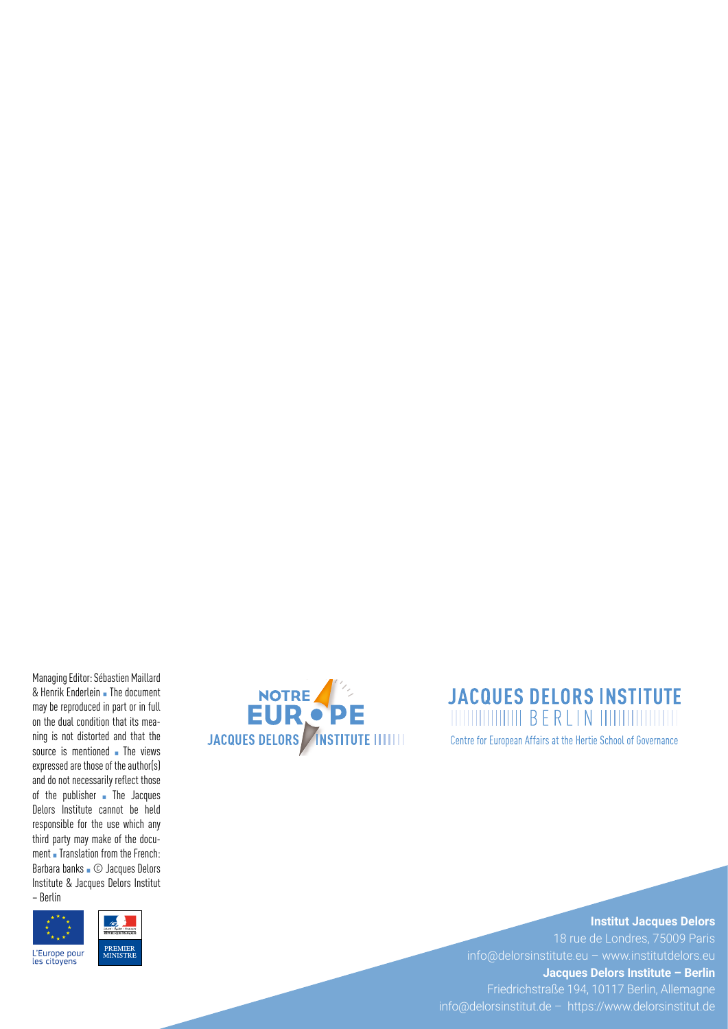Managing Editor: Sébastien Maillard & Henrik Enderlein ▪ The document may be reproduced in part or in full on the dual condition that its meaning is not distorted and that the source is mentioned ▪ The views expressed are those of the author(s) and do not necessarily reflect those of the publisher ▪ The Jacques Delors Institute cannot be held responsible for the use which any third party may make of the document ▪ Translation from the French: Barbara banks ▪ © Jacques Delors Institute & Jacques Delors Institut – Berlin

L'Europe pour les citoyens

PREMIER MINISTRE

NOTRE EUROPE JACQUES DELORS INSTITUTE

JACQUES DELORS INSTITUTE BERLIN

Centre for European Affairs at the Hertie School of Governance

**Institut Jacques Delors**
18 rue de Londres, 75009 Paris
info@delorsinstitute.eu – www.institutdelors.eu

**Jacques Delors Institute – Berlin**
Friedrichstraße 194, 10117 Berlin, Allemagne
info@delorsinstitut.de – https://www.delorsinstitut.de